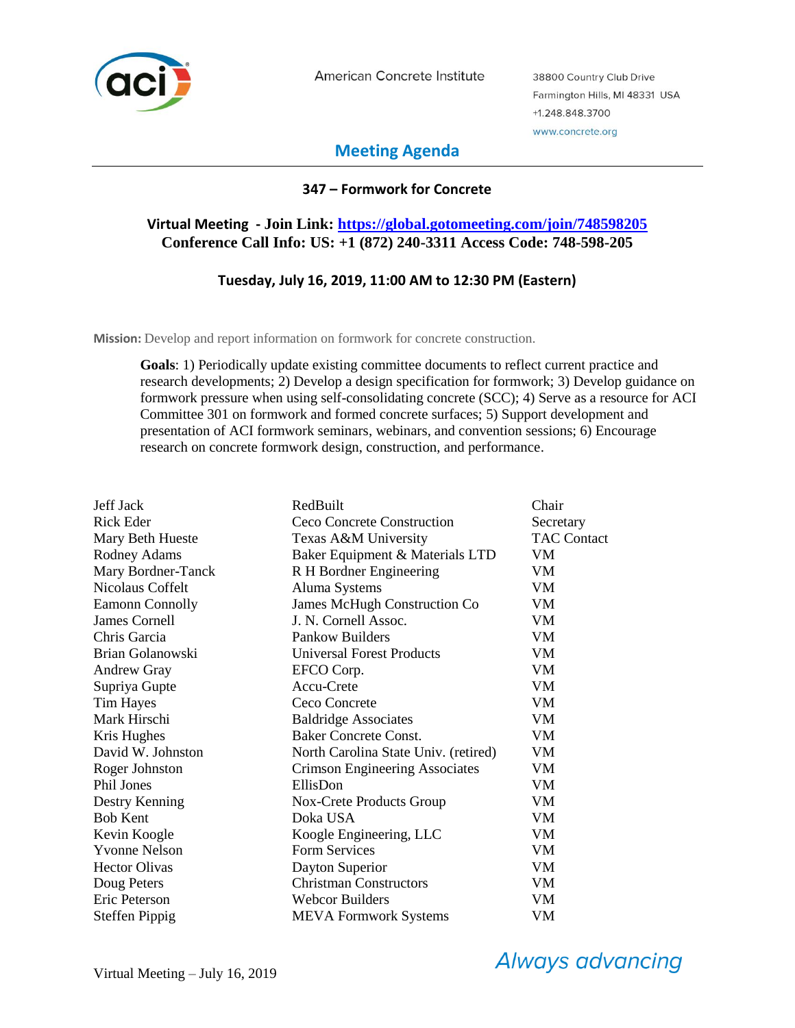American Concrete Institute

38800 Country Club Drive
Farmington Hills, MI 48331 USA
+1.248.848.3700
www.concrete.org

# Meeting Agenda

## 347 – Formwork for Concrete

**Virtual Meeting - Join Link: [https://global.gotomeeting.com/join/748598205](https://global.gotomeeting.com/join/748598205)**
**Conference Call Info: US: +1 (872) 240-3311 Access Code: 748-598-205**

**Tuesday, July 16, 2019, 11:00 AM to 12:30 PM (Eastern)**

**Mission:** Develop and report information on formwork for concrete construction.

**Goals**: 1) Periodically update existing committee documents to reflect current practice and research developments; 2) Develop a design specification for formwork; 3) Develop guidance on formwork pressure when using self-consolidating concrete (SCC); 4) Serve as a resource for ACI Committee 301 on formwork and formed concrete surfaces; 5) Support development and presentation of ACI formwork seminars, webinars, and convention sessions; 6) Encourage research on concrete formwork design, construction, and performance.

| Name | Organization | Role |
|---|---|---|
| Jeff Jack | RedBuilt | Chair |
| Rick Eder | Ceco Concrete Construction | Secretary |
| Mary Beth Hueste | Texas A&M University | TAC Contact |
| Rodney Adams | Baker Equipment & Materials LTD | VM |
| Mary Bordner-Tanck | R H Bordner Engineering | VM |
| Nicolaus Coffelt | Aluma Systems | VM |
| Eamonn Connolly | James McHugh Construction Co | VM |
| James Cornell | J. N. Cornell Assoc. | VM |
| Chris Garcia | Pankow Builders | VM |
| Brian Golanowski | Universal Forest Products | VM |
| Andrew Gray | EFCO Corp. | VM |
| Supriya Gupte | Accu-Crete | VM |
| Tim Hayes | Ceco Concrete | VM |
| Mark Hirschi | Baldridge Associates | VM |
| Kris Hughes | Baker Concrete Const. | VM |
| David W. Johnston | North Carolina State Univ. (retired) | VM |
| Roger Johnston | Crimson Engineering Associates | VM |
| Phil Jones | EllisDon | VM |
| Destry Kenning | Nox-Crete Products Group | VM |
| Bob Kent | Doka USA | VM |
| Kevin Koogle | Koogle Engineering, LLC | VM |
| Yvonne Nelson | Form Services | VM |
| Hector Olivas | Dayton Superior | VM |
| Doug Peters | Christman Constructors | VM |
| Eric Peterson | Webcor Builders | VM |
| Steffen Pippig | MEVA Formwork Systems | VM |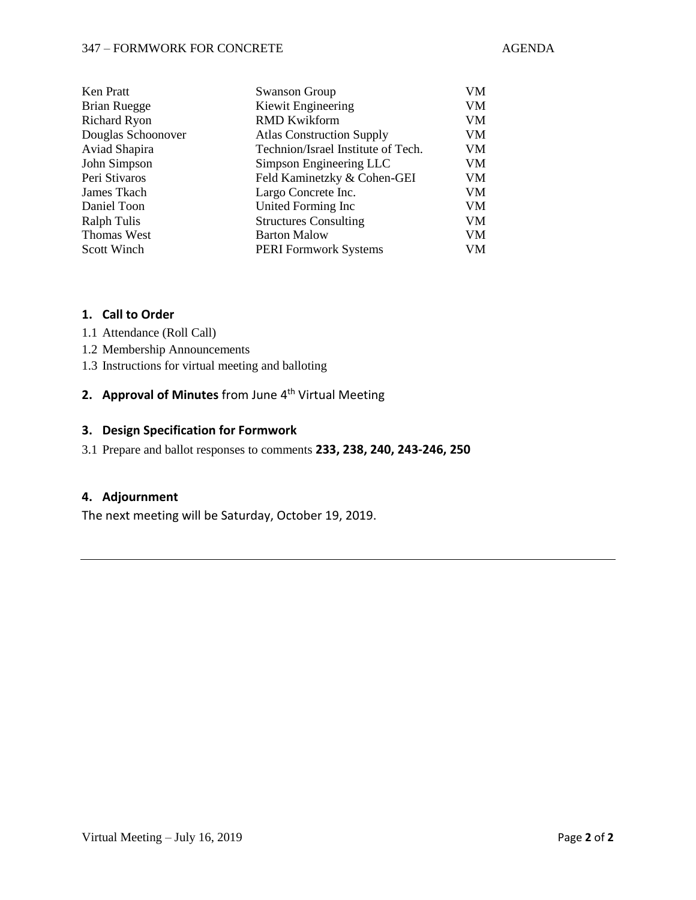| | | |
|---|---|---|
| Ken Pratt | Swanson Group | VM |
| Brian Ruegge | Kiewit Engineering | VM |
| Richard Ryon | RMD Kwikform | VM |
| Douglas Schoonover | Atlas Construction Supply | VM |
| Aviad Shapira | Technion/Israel Institute of Tech. | VM |
| John Simpson | Simpson Engineering LLC | VM |
| Peri Stivaros | Feld Kaminetzky & Cohen-GEI | VM |
| James Tkach | Largo Concrete Inc. | VM |
| Daniel Toon | United Forming Inc | VM |
| Ralph Tulis | Structures Consulting | VM |
| Thomas West | Barton Malow | VM |
| Scott Winch | PERI Formwork Systems | VM |

### 1. Call to Order

1.1 Attendance (Roll Call)

1.2 Membership Announcements

1.3 Instructions for virtual meeting and balloting

### 2. Approval of Minutes from June 4th Virtual Meeting

### 3. Design Specification for Formwork

3.1 Prepare and ballot responses to comments **233, 238, 240, 243-246, 250**

### 4. Adjournment

The next meeting will be Saturday, October 19, 2019.

---